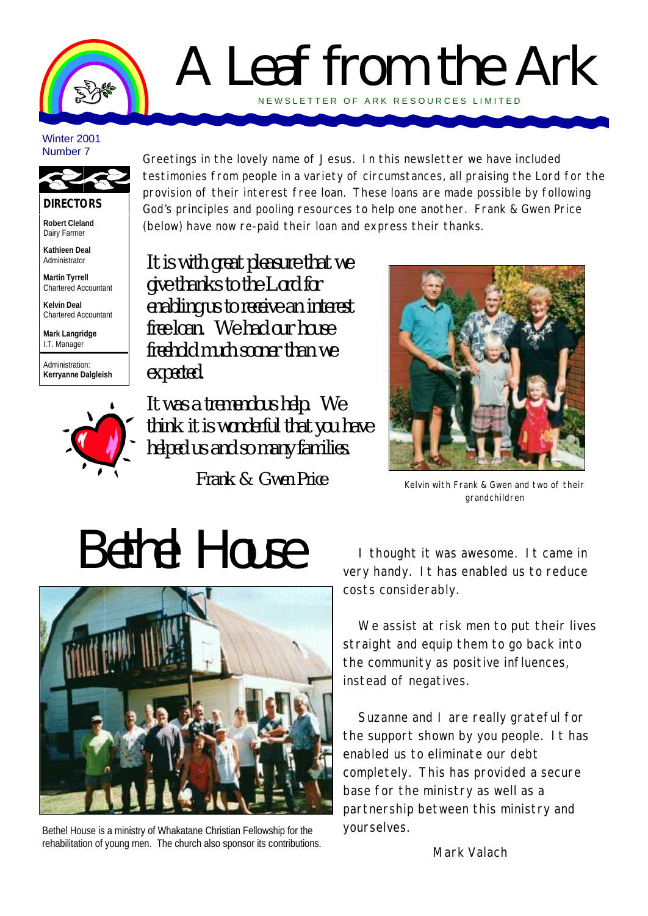# A Leaf from the Ark

NEWSLETTER OF ARK RESOURCES LIMITED

Winter 2001
Number 7

**DIRECTORS**

**Robert Cleland**
Dairy Farmer

**Kathleen Deal**
Administrator

**Martin Tyrrell**
Chartered Accountant

**Kelvin Deal**
Chartered Accountant

**Mark Langridge**
I.T. Manager

Administration:
**Kerryanne Dalgleish**

Greetings in the lovely name of Jesus. In this newsletter we have included testimonies from people in a variety of circumstances, all praising the Lord for the provision of their interest free loan. These loans are made possible by following God's principles and pooling resources to help one another. Frank & Gwen Price (below) have now re-paid their loan and express their thanks.

*It is with great pleasure that we give thanks to the Lord for enabling us to receive an interest free loan. We had our house freehold much sooner than we expected.*

*It was a tremendous help. We think it is wonderful that you have helped us and so many families.*

*Frank & Gwen Price*

Kelvin with Frank & Gwen and two of their grandchildren

# Bethel House

Bethel House is a ministry of Whakatane Christian Fellowship for the rehabilitation of young men. The church also sponsor its contributions.

I thought it was awesome. It came in very handy. It has enabled us to reduce costs considerably.

We assist at risk men to put their lives straight and equip them to go back into the community as positive influences, instead of negatives.

Suzanne and I are really grateful for the support shown by you people. It has enabled us to eliminate our debt completely. This has provided a secure base for the ministry as well as a partnership between this ministry and yourselves.

Mark Valach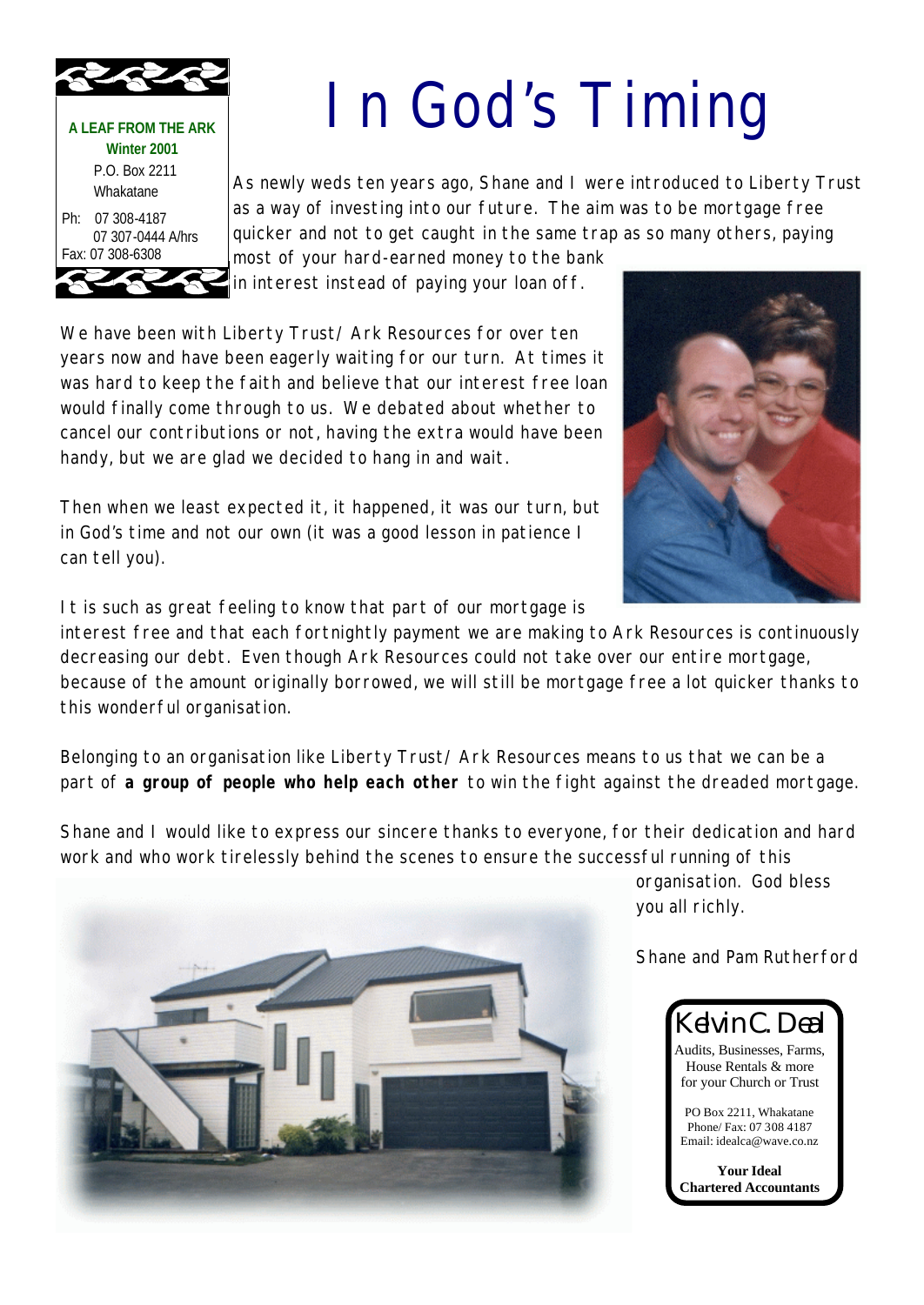**A LEAF FROM THE ARK**
**Winter 2001**
P.O. Box 2211
Whakatane
Ph: 07 308-4187
07 307-0444 A/hrs
Fax: 07 308-6308

# In God's Timing

As newly weds ten years ago, Shane and I were introduced to Liberty Trust as a way of investing into our future. The aim was to be mortgage free quicker and not to get caught in the same trap as so many others, paying most of your hard-earned money to the bank in interest instead of paying your loan off.

We have been with Liberty Trust/ Ark Resources for over ten years now and have been eagerly waiting for our turn. At times it was hard to keep the faith and believe that our interest free loan would finally come through to us. We debated about whether to cancel our contributions or not, having the extra would have been handy, but we are glad we decided to hang in and wait.

Then when we least expected it, it happened, it was our turn, but in God's time and not our own (it was a good lesson in patience I can tell you).

It is such as great feeling to know that part of our mortgage is interest free and that each fortnightly payment we are making to Ark Resources is continuously decreasing our debt. Even though Ark Resources could not take over our entire mortgage, because of the amount originally borrowed, we will still be mortgage free a lot quicker thanks to this wonderful organisation.

Belonging to an organisation like Liberty Trust/ Ark Resources means to us that we can be a part of **a group of people who help each other** to win the fight against the dreaded mortgage.

Shane and I would like to express our sincere thanks to everyone, for their dedication and hard work and who work tirelessly behind the scenes to ensure the successful running of this organisation. God bless you all richly.

Shane and Pam Rutherford

Kelvin C. Deal
Audits, Businesses, Farms, House Rentals & more for your Church or Trust

PO Box 2211, Whakatane
Phone/ Fax: 07 308 4187
Email: idealca@wave.co.nz

**Your Ideal Chartered Accountants**